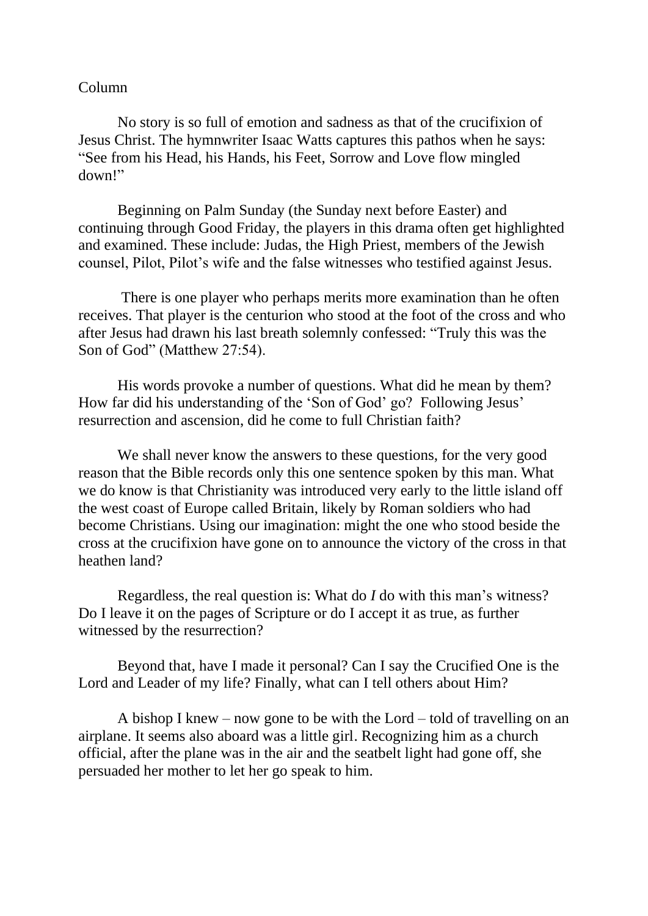Column

No story is so full of emotion and sadness as that of the crucifixion of Jesus Christ. The hymnwriter Isaac Watts captures this pathos when he says: "See from his Head, his Hands, his Feet, Sorrow and Love flow mingled down!"

Beginning on Palm Sunday (the Sunday next before Easter) and continuing through Good Friday, the players in this drama often get highlighted and examined. These include: Judas, the High Priest, members of the Jewish counsel, Pilot, Pilot's wife and the false witnesses who testified against Jesus.

There is one player who perhaps merits more examination than he often receives. That player is the centurion who stood at the foot of the cross and who after Jesus had drawn his last breath solemnly confessed: "Truly this was the Son of God" (Matthew 27:54).

His words provoke a number of questions. What did he mean by them? How far did his understanding of the 'Son of God' go? Following Jesus' resurrection and ascension, did he come to full Christian faith?

We shall never know the answers to these questions, for the very good reason that the Bible records only this one sentence spoken by this man. What we do know is that Christianity was introduced very early to the little island off the west coast of Europe called Britain, likely by Roman soldiers who had become Christians. Using our imagination: might the one who stood beside the cross at the crucifixion have gone on to announce the victory of the cross in that heathen land?

Regardless, the real question is: What do *I* do with this man's witness? Do I leave it on the pages of Scripture or do I accept it as true, as further witnessed by the resurrection?

Beyond that, have I made it personal? Can I say the Crucified One is the Lord and Leader of my life? Finally, what can I tell others about Him?

A bishop I knew – now gone to be with the Lord – told of travelling on an airplane. It seems also aboard was a little girl. Recognizing him as a church official, after the plane was in the air and the seatbelt light had gone off, she persuaded her mother to let her go speak to him.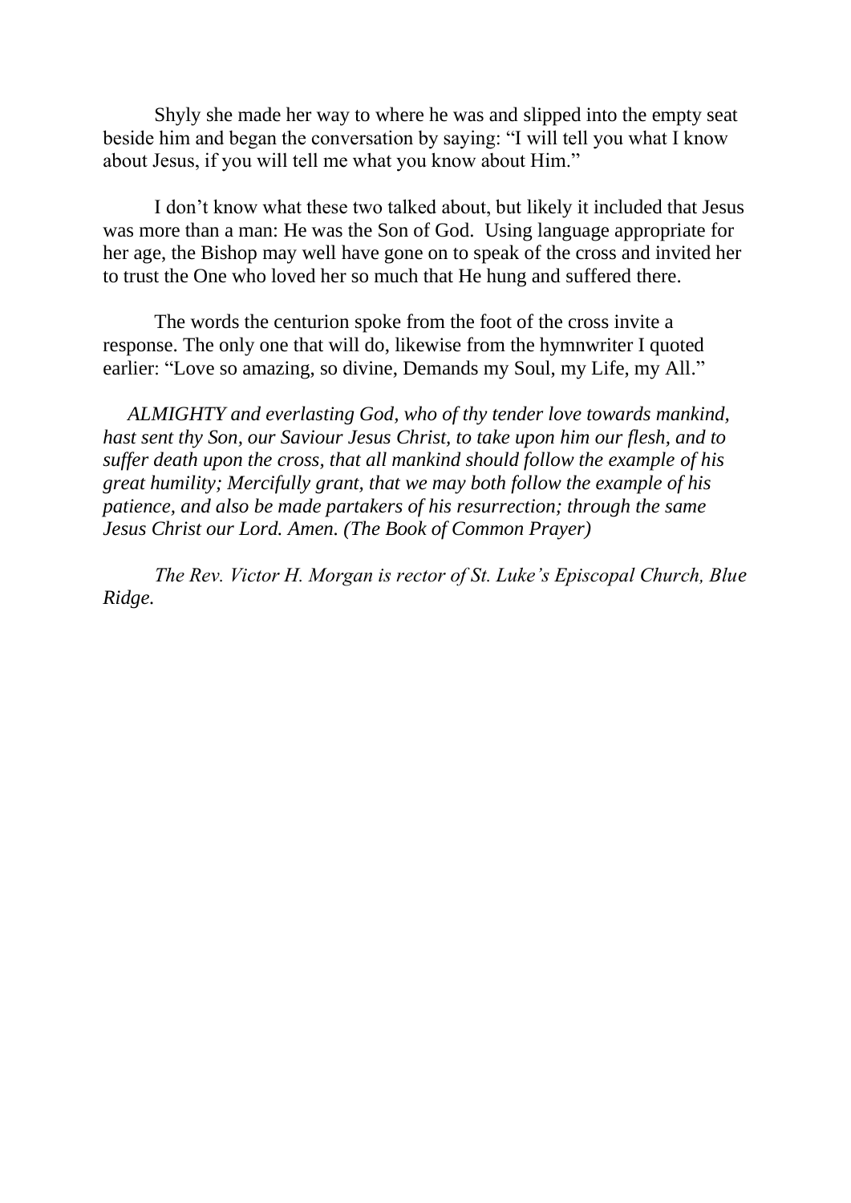Shyly she made her way to where he was and slipped into the empty seat beside him and began the conversation by saying: "I will tell you what I know about Jesus, if you will tell me what you know about Him."

I don't know what these two talked about, but likely it included that Jesus was more than a man: He was the Son of God. Using language appropriate for her age, the Bishop may well have gone on to speak of the cross and invited her to trust the One who loved her so much that He hung and suffered there.

The words the centurion spoke from the foot of the cross invite a response. The only one that will do, likewise from the hymnwriter I quoted earlier: "Love so amazing, so divine, Demands my Soul, my Life, my All."

*ALMIGHTY and everlasting God, who of thy tender love towards mankind, hast sent thy Son, our Saviour Jesus Christ, to take upon him our flesh, and to suffer death upon the cross, that all mankind should follow the example of his great humility; Mercifully grant, that we may both follow the example of his patience, and also be made partakers of his resurrection; through the same Jesus Christ our Lord. Amen. (The Book of Common Prayer)*

*The Rev. Victor H. Morgan is rector of St. Luke's Episcopal Church, Blue Ridge.*